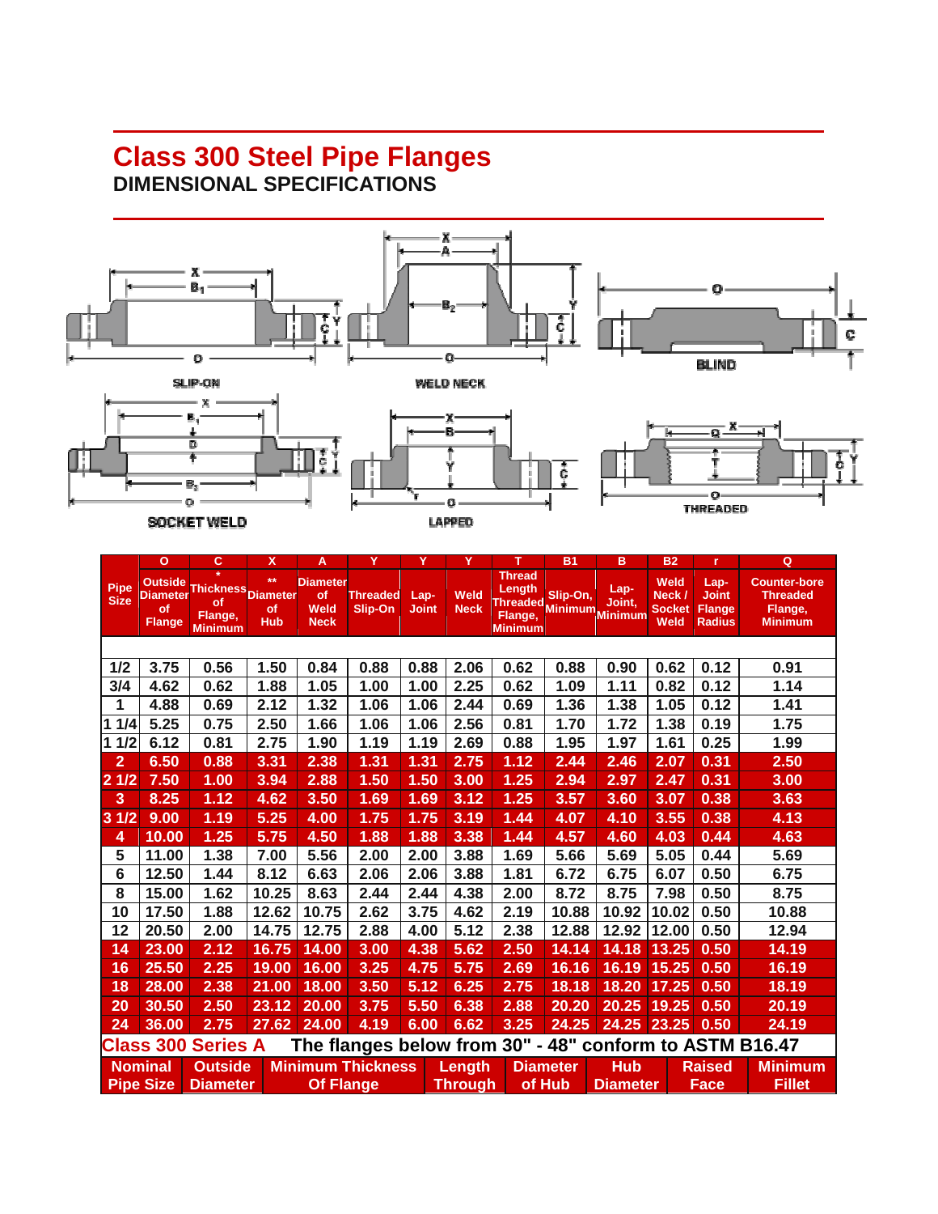# Class 300 Steel Pipe Flanges

## DIMENSIONAL SPECIFICATIONS

SLIP-ON

WELD NECK

BLIND

SOCKET WELD

LAPPED

THREADED

| | O | C | X | A | Y | Y | Y | T | B1 | B | B2 | r | Q |
|---|---|---|---|---|---|---|---|---|---|---|---|---|---|
| Pipe Size | Outside Diameter of Flange | * Thickness of Flange, Minimum | ** Diameter of Hub | Diameter of Weld Neck | Threaded Slip-On | Lap-Joint | Weld Neck | Thread Length Threaded Flange, Minimum | Slip-On, Minimum | Lap-Joint, Minimum | Weld Neck / Socket Weld | Lap-Joint Flange Radius | Counter-bore Threaded Flange, Minimum |
| 1/2 | 3.75 | 0.56 | 1.50 | 0.84 | 0.88 | 0.88 | 2.06 | 0.62 | 0.88 | 0.90 | 0.62 | 0.12 | 0.91 |
| 3/4 | 4.62 | 0.62 | 1.88 | 1.05 | 1.00 | 1.00 | 2.25 | 0.62 | 1.09 | 1.11 | 0.82 | 0.12 | 1.14 |
| 1 | 4.88 | 0.69 | 2.12 | 1.32 | 1.06 | 1.06 | 2.44 | 0.69 | 1.36 | 1.38 | 1.05 | 0.12 | 1.41 |
| 1 1/4 | 5.25 | 0.75 | 2.50 | 1.66 | 1.06 | 1.06 | 2.56 | 0.81 | 1.70 | 1.72 | 1.38 | 0.19 | 1.75 |
| 1 1/2 | 6.12 | 0.81 | 2.75 | 1.90 | 1.19 | 1.19 | 2.69 | 0.88 | 1.95 | 1.97 | 1.61 | 0.25 | 1.99 |
| 2 | 6.50 | 0.88 | 3.31 | 2.38 | 1.31 | 1.31 | 2.75 | 1.12 | 2.44 | 2.46 | 2.07 | 0.31 | 2.50 |
| 2 1/2 | 7.50 | 1.00 | 3.94 | 2.88 | 1.50 | 1.50 | 3.00 | 1.25 | 2.94 | 2.97 | 2.47 | 0.31 | 3.00 |
| 3 | 8.25 | 1.12 | 4.62 | 3.50 | 1.69 | 1.69 | 3.12 | 1.25 | 3.57 | 3.60 | 3.07 | 0.38 | 3.63 |
| 3 1/2 | 9.00 | 1.19 | 5.25 | 4.00 | 1.75 | 1.75 | 3.19 | 1.44 | 4.07 | 4.10 | 3.55 | 0.38 | 4.13 |
| 4 | 10.00 | 1.25 | 5.75 | 4.50 | 1.88 | 1.88 | 3.38 | 1.44 | 4.57 | 4.60 | 4.03 | 0.44 | 4.63 |
| 5 | 11.00 | 1.38 | 7.00 | 5.56 | 2.00 | 2.00 | 3.88 | 1.69 | 5.66 | 5.69 | 5.05 | 0.44 | 5.69 |
| 6 | 12.50 | 1.44 | 8.12 | 6.63 | 2.06 | 2.06 | 3.88 | 1.81 | 6.72 | 6.75 | 6.07 | 0.50 | 6.75 |
| 8 | 15.00 | 1.62 | 10.25 | 8.63 | 2.44 | 2.44 | 4.38 | 2.00 | 8.72 | 8.75 | 7.98 | 0.50 | 8.75 |
| 10 | 17.50 | 1.88 | 12.62 | 10.75 | 2.62 | 3.75 | 4.62 | 2.19 | 10.88 | 10.92 | 10.02 | 0.50 | 10.88 |
| 12 | 20.50 | 2.00 | 14.75 | 12.75 | 2.88 | 4.00 | 5.12 | 2.38 | 12.88 | 12.92 | 12.00 | 0.50 | 12.94 |
| 14 | 23.00 | 2.12 | 16.75 | 14.00 | 3.00 | 4.38 | 5.62 | 2.50 | 14.14 | 14.18 | 13.25 | 0.50 | 14.19 |
| 16 | 25.50 | 2.25 | 19.00 | 16.00 | 3.25 | 4.75 | 5.75 | 2.69 | 16.16 | 16.19 | 15.25 | 0.50 | 16.19 |
| 18 | 28.00 | 2.38 | 21.00 | 18.00 | 3.50 | 5.12 | 6.25 | 2.75 | 18.18 | 18.20 | 17.25 | 0.50 | 18.19 |
| 20 | 30.50 | 2.50 | 23.12 | 20.00 | 3.75 | 5.50 | 6.38 | 2.88 | 20.20 | 20.25 | 19.25 | 0.50 | 20.19 |
| 24 | 36.00 | 2.75 | 27.62 | 24.00 | 4.19 | 6.00 | 6.62 | 3.25 | 24.25 | 24.25 | 23.25 | 0.50 | 24.19 |

**Class 300 Series A** The flanges below from 30" - 48" conform to ASTM B16.47

| Nominal Pipe Size | Outside Diameter | Minimum Thickness Of Flange | Length Through | Diameter of Hub | Hub Diameter | Raised Face | Minimum Fillet |
|---|---|---|---|---|---|---|---|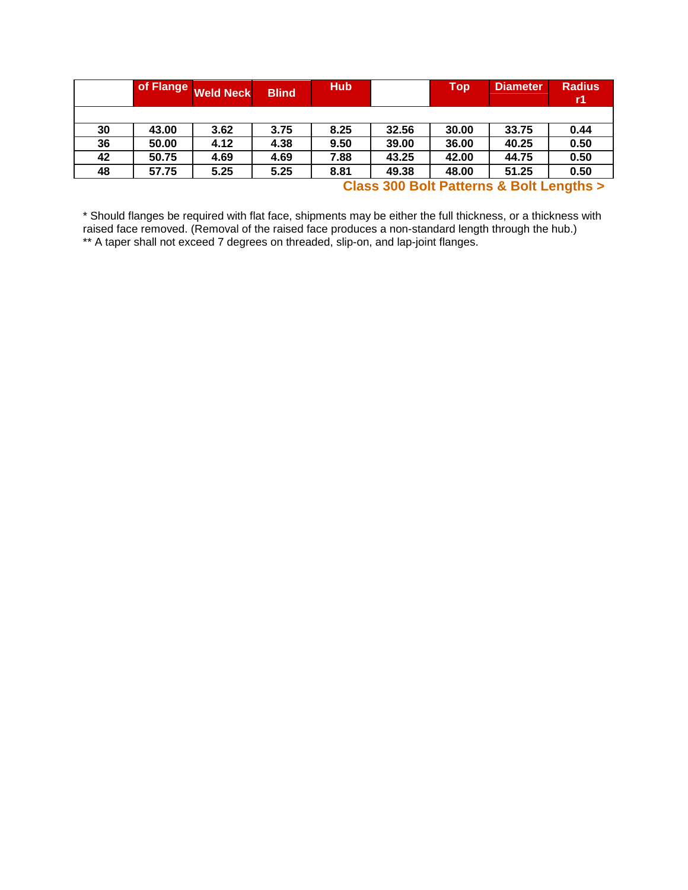| | of Flange | Weld Neck | Blind | Hub | | Top | Diameter | Radius r1 |
|---|---|---|---|---|---|---|---|---|
| | | | | | | | | |
| 30 | 43.00 | 3.62 | 3.75 | 8.25 | 32.56 | 30.00 | 33.75 | 0.44 |
| 36 | 50.00 | 4.12 | 4.38 | 9.50 | 39.00 | 36.00 | 40.25 | 0.50 |
| 42 | 50.75 | 4.69 | 4.69 | 7.88 | 43.25 | 42.00 | 44.75 | 0.50 |
| 48 | 57.75 | 5.25 | 5.25 | 8.81 | 49.38 | 48.00 | 51.25 | 0.50 |

**Class 300 Bolt Patterns & Bolt Lengths >**

* Should flanges be required with flat face, shipments may be either the full thickness, or a thickness with raised face removed. (Removal of the raised face produces a non-standard length through the hub.)
** A taper shall not exceed 7 degrees on threaded, slip-on, and lap-joint flanges.